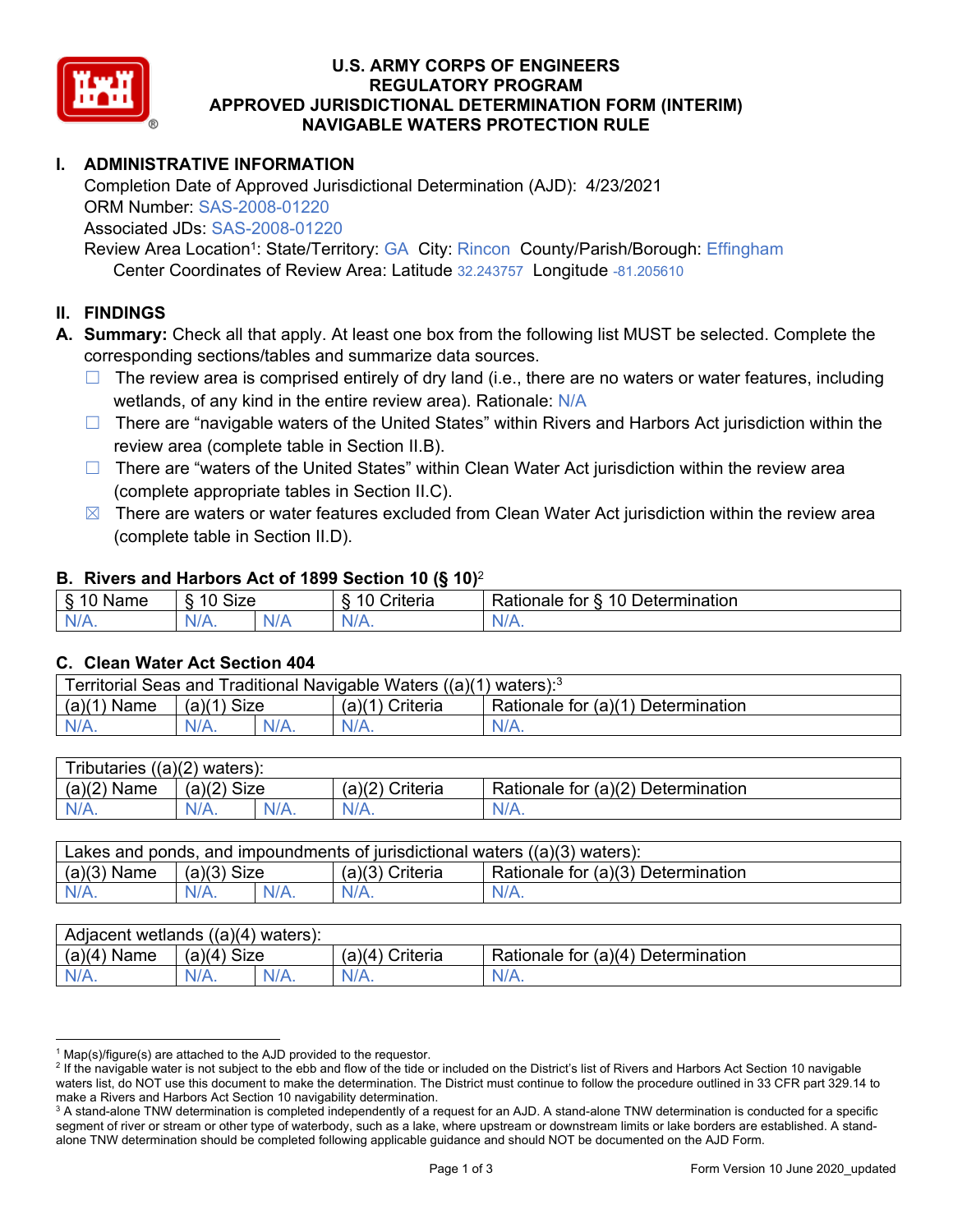# U.S. ARMY CORPS OF ENGINEERS
# REGULATORY PROGRAM
# APPROVED JURISDICTIONAL DETERMINATION FORM (INTERIM)
# NAVIGABLE WATERS PROTECTION RULE

## I. ADMINISTRATIVE INFORMATION

Completion Date of Approved Jurisdictional Determination (AJD): 4/23/2021
ORM Number: SAS-2008-01220
Associated JDs: SAS-2008-01220
Review Area Location[1]: State/Territory: GA City: Rincon County/Parish/Borough: Effingham
Center Coordinates of Review Area: Latitude 32.243757 Longitude -81.205610

## II. FINDINGS

**A. Summary:** Check all that apply. At least one box from the following list MUST be selected. Complete the corresponding sections/tables and summarize data sources.

- ☐ The review area is comprised entirely of dry land (i.e., there are no waters or water features, including wetlands, of any kind in the entire review area). Rationale: N/A
- ☐ There are "navigable waters of the United States" within Rivers and Harbors Act jurisdiction within the review area (complete table in Section II.B).
- ☐ There are "waters of the United States" within Clean Water Act jurisdiction within the review area (complete appropriate tables in Section II.C).
- ☒ There are waters or water features excluded from Clean Water Act jurisdiction within the review area (complete table in Section II.D).

### B. Rivers and Harbors Act of 1899 Section 10 (§ 10)[2]

| § 10 Name | § 10 Size | | § 10 Criteria | Rationale for § 10 Determination |
|---|---|---|---|---|
| N/A. | N/A. | N/A | N/A. | N/A. |

### C. Clean Water Act Section 404

| Territorial Seas and Traditional Navigable Waters ((a)(1) waters):[3] | | | | |
|---|---|---|---|---|
| (a)(1) Name | (a)(1) Size | | (a)(1) Criteria | Rationale for (a)(1) Determination |
| N/A. | N/A. | N/A. | N/A. | N/A. |

| Tributaries ((a)(2) waters): | | | | |
|---|---|---|---|---|
| (a)(2) Name | (a)(2) Size | | (a)(2) Criteria | Rationale for (a)(2) Determination |
| N/A. | N/A. | N/A. | N/A. | N/A. |

| Lakes and ponds, and impoundments of jurisdictional waters ((a)(3) waters): | | | | |
|---|---|---|---|---|
| (a)(3) Name | (a)(3) Size | | (a)(3) Criteria | Rationale for (a)(3) Determination |
| N/A. | N/A. | N/A. | N/A. | N/A. |

| Adjacent wetlands ((a)(4) waters): | | | | |
|---|---|---|---|---|
| (a)(4) Name | (a)(4) Size | | (a)(4) Criteria | Rationale for (a)(4) Determination |
| N/A. | N/A. | N/A. | N/A. | N/A. |

---

[1] Map(s)/figure(s) are attached to the AJD provided to the requestor.
[2] If the navigable water is not subject to the ebb and flow of the tide or included on the District's list of Rivers and Harbors Act Section 10 navigable waters list, do NOT use this document to make the determination. The District must continue to follow the procedure outlined in 33 CFR part 329.14 to make a Rivers and Harbors Act Section 10 navigability determination.
[3] A stand-alone TNW determination is completed independently of a request for an AJD. A stand-alone TNW determination is conducted for a specific segment of river or stream or other type of waterbody, such as a lake, where upstream or downstream limits or lake borders are established. A stand-alone TNW determination should be completed following applicable guidance and should NOT be documented on the AJD Form.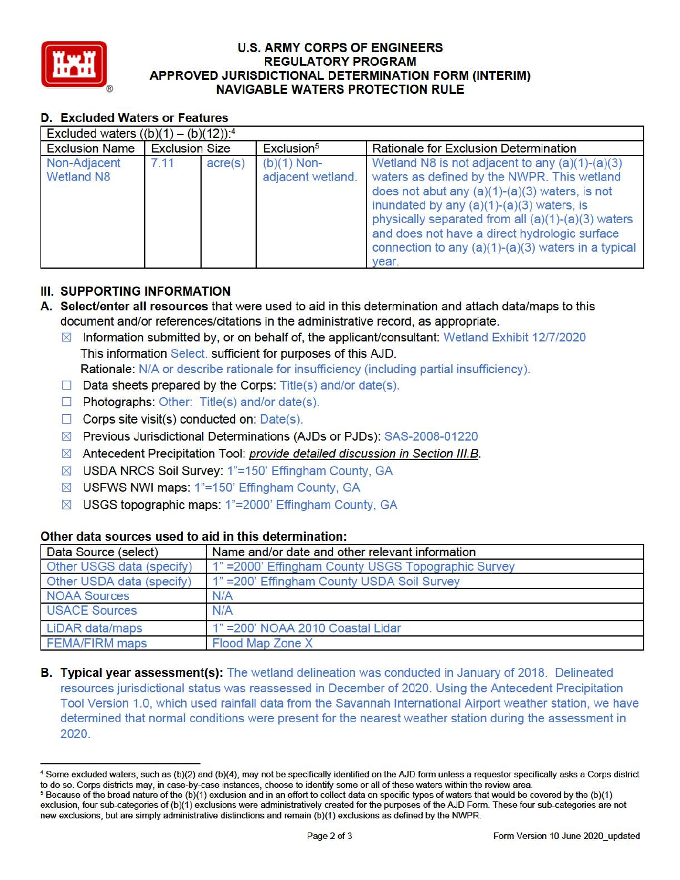# U.S. ARMY CORPS OF ENGINEERS REGULATORY PROGRAM APPROVED JURISDICTIONAL DETERMINATION FORM (INTERIM) NAVIGABLE WATERS PROTECTION RULE

## D. Excluded Waters or Features

| Excluded waters ((b)(1) – (b)(12)):[4] | | | | |
|---|---|---|---|---|
| Exclusion Name | Exclusion Size | | Exclusion[5] | Rationale for Exclusion Determination |
| Non-Adjacent Wetland N8 | 7.11 | acre(s) | (b)(1) Non-adjacent wetland. | Wetland N8 is not adjacent to any (a)(1)-(a)(3) waters as defined by the NWPR. This wetland does not abut any (a)(1)-(a)(3) waters, is not inundated by any (a)(1)-(a)(3) waters, is physically separated from all (a)(1)-(a)(3) waters and does not have a direct hydrologic surface connection to any (a)(1)-(a)(3) waters in a typical year. |

## III. SUPPORTING INFORMATION

**A. Select/enter all resources** that were used to aid in this determination and attach data/maps to this document and/or references/citations in the administrative record, as appropriate.

- ☒ Information submitted by, or on behalf of, the applicant/consultant: Wetland Exhibit 12/7/2020
  This information Select. sufficient for purposes of this AJD.
  Rationale: N/A or describe rationale for insufficiency (including partial insufficiency).
- ☐ Data sheets prepared by the Corps: Title(s) and/or date(s).
- ☐ Photographs: Other: Title(s) and/or date(s).
- ☐ Corps site visit(s) conducted on: Date(s).
- ☒ Previous Jurisdictional Determinations (AJDs or PJDs): SAS-2008-01220
- ☒ Antecedent Precipitation Tool: *provide detailed discussion in Section III.B.*
- ☒ USDA NRCS Soil Survey: 1"=150' Effingham County, GA
- ☒ USFWS NWI maps: 1"=150' Effingham County, GA
- ☒ USGS topographic maps: 1"=2000' Effingham County, GA

### Other data sources used to aid in this determination:

| Data Source (select) | Name and/or date and other relevant information |
|---|---|
| Other USGS data (specify) | 1" =2000' Effingham County USGS Topographic Survey |
| Other USDA data (specify) | 1" =200' Effingham County USDA Soil Survey |
| NOAA Sources | N/A |
| USACE Sources | N/A |
| LiDAR data/maps | 1" =200' NOAA 2010 Coastal Lidar |
| FEMA/FIRM maps | Flood Map Zone X |

**B. Typical year assessment(s):** The wetland delineation was conducted in January of 2018. Delineated resources jurisdictional status was reassessed in December of 2020. Using the Antecedent Precipitation Tool Version 1.0, which used rainfall data from the Savannah International Airport weather station, we have determined that normal conditions were present for the nearest weather station during the assessment in 2020.

---

[4] Some excluded waters, such as (b)(2) and (b)(4), may not be specifically identified on the AJD form unless a requestor specifically asks a Corps district to do so. Corps districts may, in case-by-case instances, choose to identify some or all of these waters within the review area.

[5] Because of the broad nature of the (b)(1) exclusion and in an effort to collect data on specific types of waters that would be covered by the (b)(1) exclusion, four sub-categories of (b)(1) exclusions were administratively created for the purposes of the AJD Form. These four sub-categories are not new exclusions, but are simply administrative distinctions and remain (b)(1) exclusions as defined by the NWPR.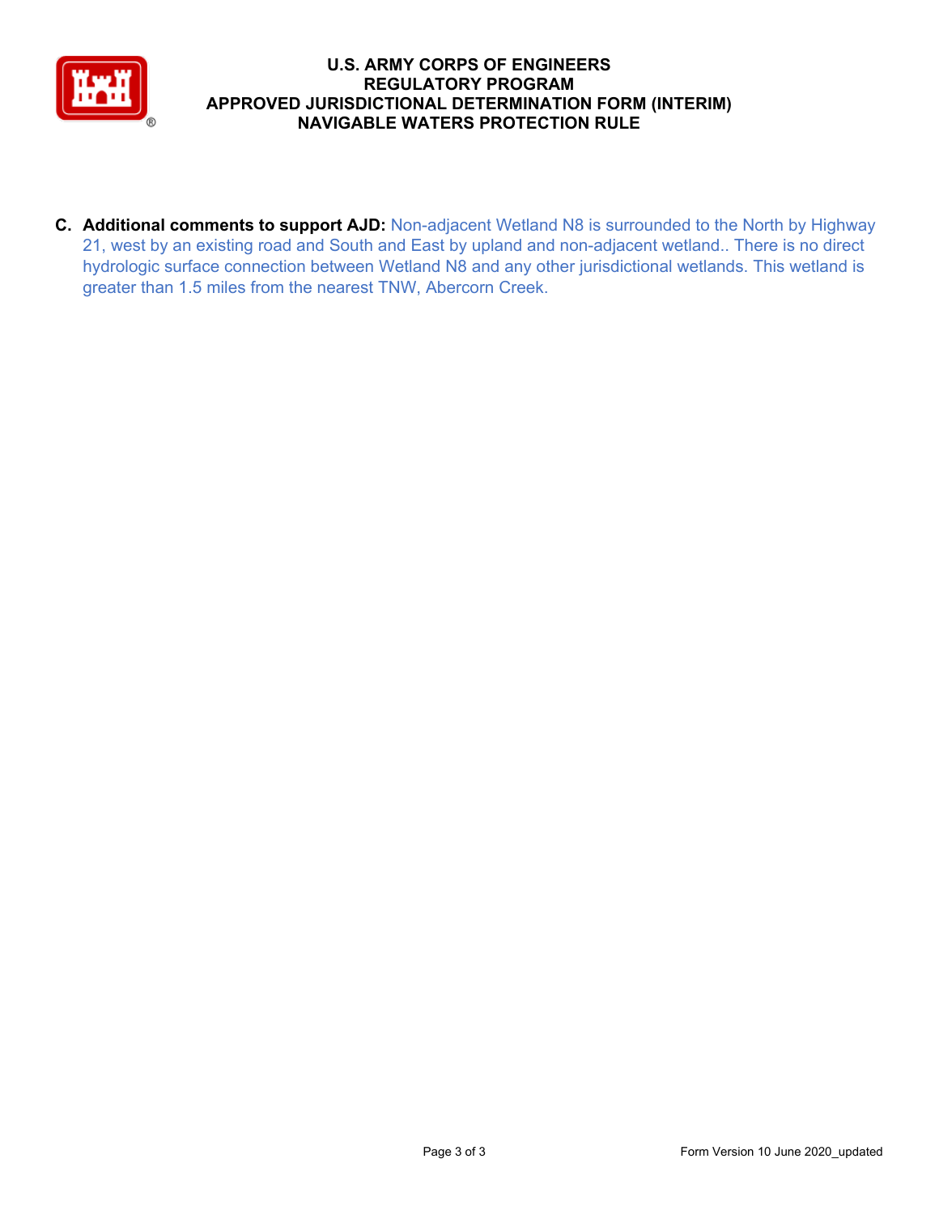**C. Additional comments to support AJD:** Non-adjacent Wetland N8 is surrounded to the North by Highway 21, west by an existing road and South and East by upland and non-adjacent wetland.. There is no direct hydrologic surface connection between Wetland N8 and any other jurisdictional wetlands. This wetland is greater than 1.5 miles from the nearest TNW, Abercorn Creek.